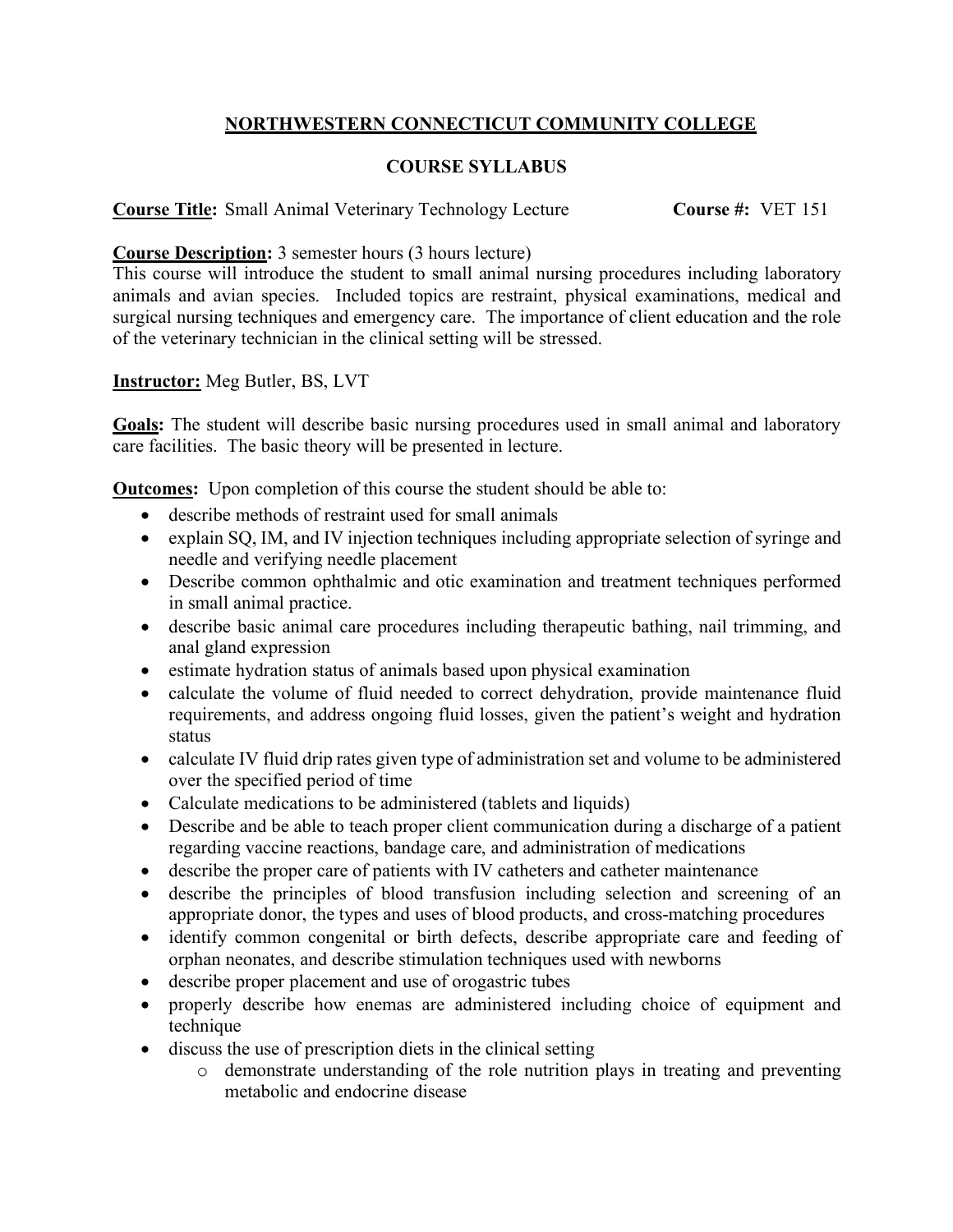# NORTHWESTERN CONNECTICUT COMMUNITY COLLEGE

## COURSE SYLLABUS

**Course Title:** Small Animal Veterinary Technology Lecture **Course #:** VET 151

**Course Description:** 3 semester hours (3 hours lecture)
This course will introduce the student to small animal nursing procedures including laboratory animals and avian species. Included topics are restraint, physical examinations, medical and surgical nursing techniques and emergency care. The importance of client education and the role of the veterinary technician in the clinical setting will be stressed.

**Instructor:** Meg Butler, BS, LVT

**Goals:** The student will describe basic nursing procedures used in small animal and laboratory care facilities. The basic theory will be presented in lecture.

**Outcomes:** Upon completion of this course the student should be able to:

- describe methods of restraint used for small animals
- explain SQ, IM, and IV injection techniques including appropriate selection of syringe and needle and verifying needle placement
- Describe common ophthalmic and otic examination and treatment techniques performed in small animal practice.
- describe basic animal care procedures including therapeutic bathing, nail trimming, and anal gland expression
- estimate hydration status of animals based upon physical examination
- calculate the volume of fluid needed to correct dehydration, provide maintenance fluid requirements, and address ongoing fluid losses, given the patient's weight and hydration status
- calculate IV fluid drip rates given type of administration set and volume to be administered over the specified period of time
- Calculate medications to be administered (tablets and liquids)
- Describe and be able to teach proper client communication during a discharge of a patient regarding vaccine reactions, bandage care, and administration of medications
- describe the proper care of patients with IV catheters and catheter maintenance
- describe the principles of blood transfusion including selection and screening of an appropriate donor, the types and uses of blood products, and cross-matching procedures
- identify common congenital or birth defects, describe appropriate care and feeding of orphan neonates, and describe stimulation techniques used with newborns
- describe proper placement and use of orogastric tubes
- properly describe how enemas are administered including choice of equipment and technique
- discuss the use of prescription diets in the clinical setting
    - demonstrate understanding of the role nutrition plays in treating and preventing metabolic and endocrine disease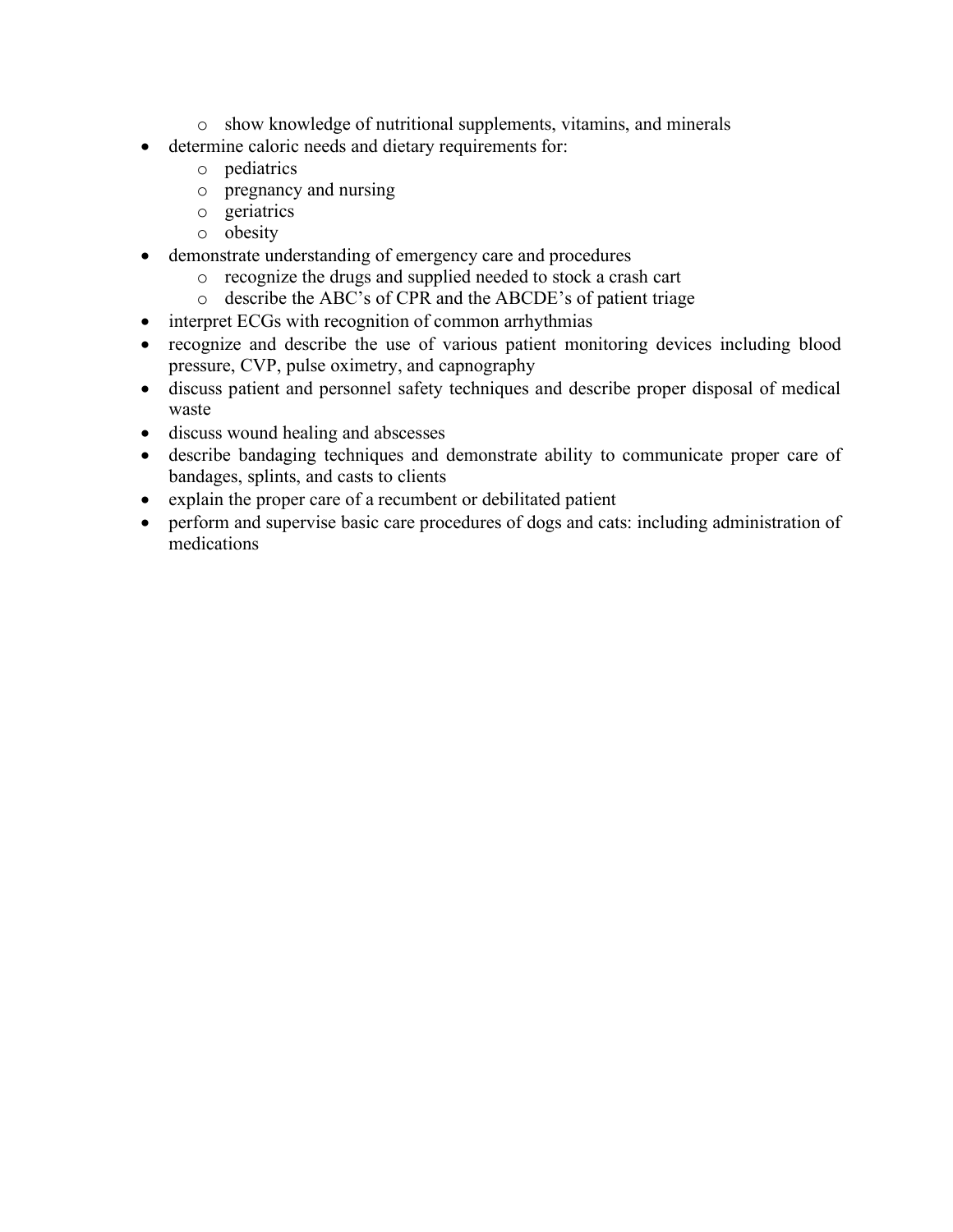- show knowledge of nutritional supplements, vitamins, and minerals
- determine caloric needs and dietary requirements for:
  - pediatrics
  - pregnancy and nursing
  - geriatrics
  - obesity
- demonstrate understanding of emergency care and procedures
  - recognize the drugs and supplied needed to stock a crash cart
  - describe the ABC's of CPR and the ABCDE's of patient triage
- interpret ECGs with recognition of common arrhythmias
- recognize and describe the use of various patient monitoring devices including blood pressure, CVP, pulse oximetry, and capnography
- discuss patient and personnel safety techniques and describe proper disposal of medical waste
- discuss wound healing and abscesses
- describe bandaging techniques and demonstrate ability to communicate proper care of bandages, splints, and casts to clients
- explain the proper care of a recumbent or debilitated patient
- perform and supervise basic care procedures of dogs and cats: including administration of medications